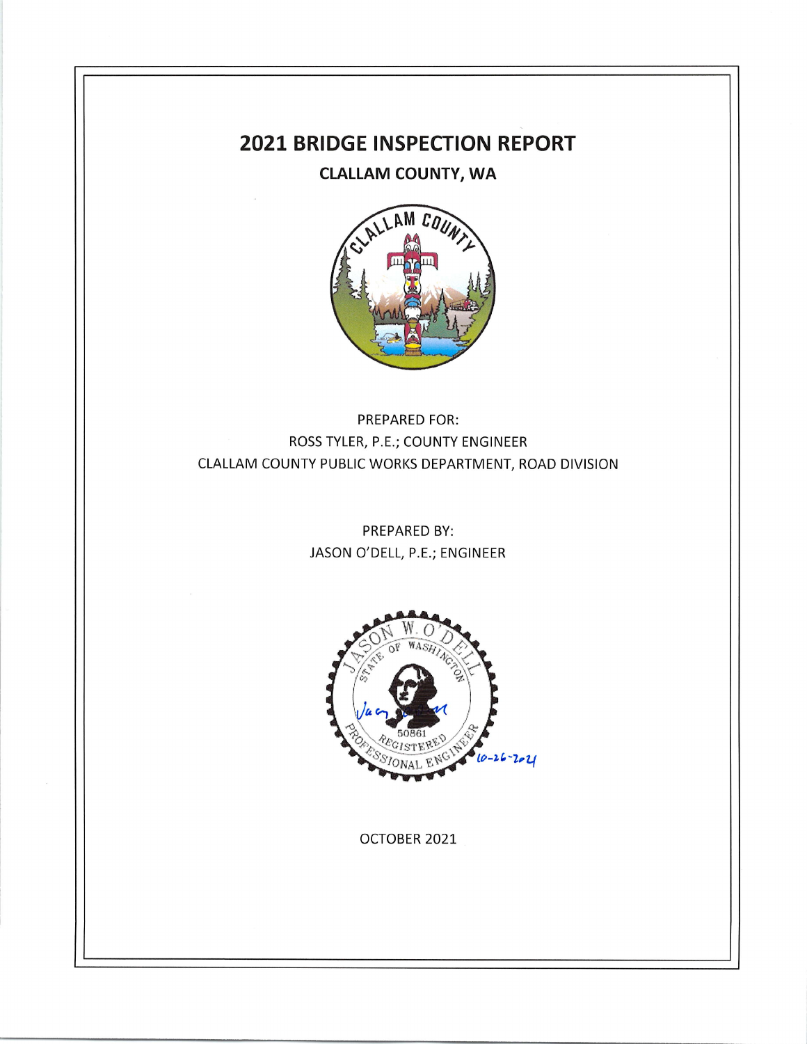# 2021 BRIDGE INSPECTION REPORT

## CLALLAM COUNTY, WA

PREPARED FOR:
ROSS TYLER, P.E.; COUNTY ENGINEER
CLALLAM COUNTY PUBLIC WORKS DEPARTMENT, ROAD DIVISION

PREPARED BY:
JASON O'DELL, P.E.; ENGINEER

JASON W. O'DELL
STATE OF WASHINGTON
50861
REGISTERED PROFESSIONAL ENGINEER
10-26-2021

OCTOBER 2021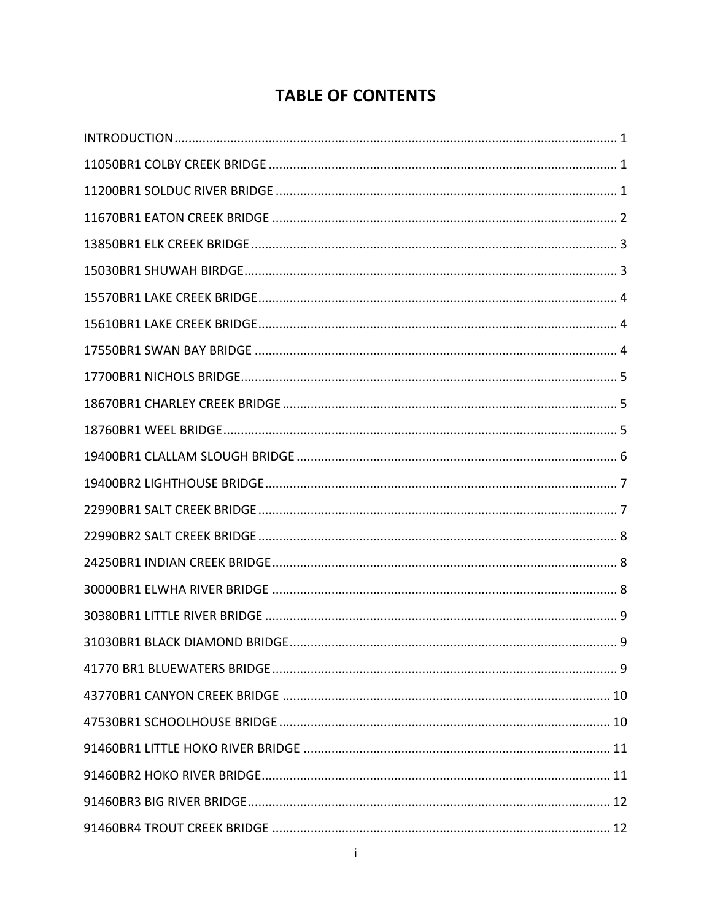# TABLE OF CONTENTS

INTRODUCTION ........................................................................................................................ 1

11050BR1 COLBY CREEK BRIDGE ........................................................................................ 1

11200BR1 SOLDUC RIVER BRIDGE ...................................................................................... 1

11670BR1 EATON CREEK BRIDGE ....................................................................................... 2

13850BR1 ELK CREEK BRIDGE ............................................................................................. 3

15030BR1 SHUWAH BIRDGE ................................................................................................ 3

15570BR1 LAKE CREEK BRIDGE ........................................................................................... 4

15610BR1 LAKE CREEK BRIDGE ........................................................................................... 4

17550BR1 SWAN BAY BRIDGE ............................................................................................. 4

17700BR1 NICHOLS BRIDGE ................................................................................................. 5

18670BR1 CHARLEY CREEK BRIDGE .................................................................................... 5

18760BR1 WEEL BRIDGE ...................................................................................................... 5

19400BR1 CLALLAM SLOUGH BRIDGE ................................................................................ 6

19400BR2 LIGHTHOUSE BRIDGE ......................................................................................... 7

22990BR1 SALT CREEK BRIDGE ............................................................................................ 7

22990BR2 SALT CREEK BRIDGE ............................................................................................ 8

24250BR1 INDIAN CREEK BRIDGE ....................................................................................... 8

30000BR1 ELWHA RIVER BRIDGE ....................................................................................... 8

30380BR1 LITTLE RIVER BRIDGE .......................................................................................... 9

31030BR1 BLACK DIAMOND BRIDGE .................................................................................. 9

41770 BR1 BLUEWATERS BRIDGE ....................................................................................... 9

43770BR1 CANYON CREEK BRIDGE .................................................................................... 10

47530BR1 SCHOOLHOUSE BRIDGE .................................................................................... 10

91460BR1 LITTLE HOKO RIVER BRIDGE ............................................................................. 11

91460BR2 HOKO RIVER BRIDGE ......................................................................................... 11

91460BR3 BIG RIVER BRIDGE ............................................................................................. 12

91460BR4 TROUT CREEK BRIDGE ....................................................................................... 12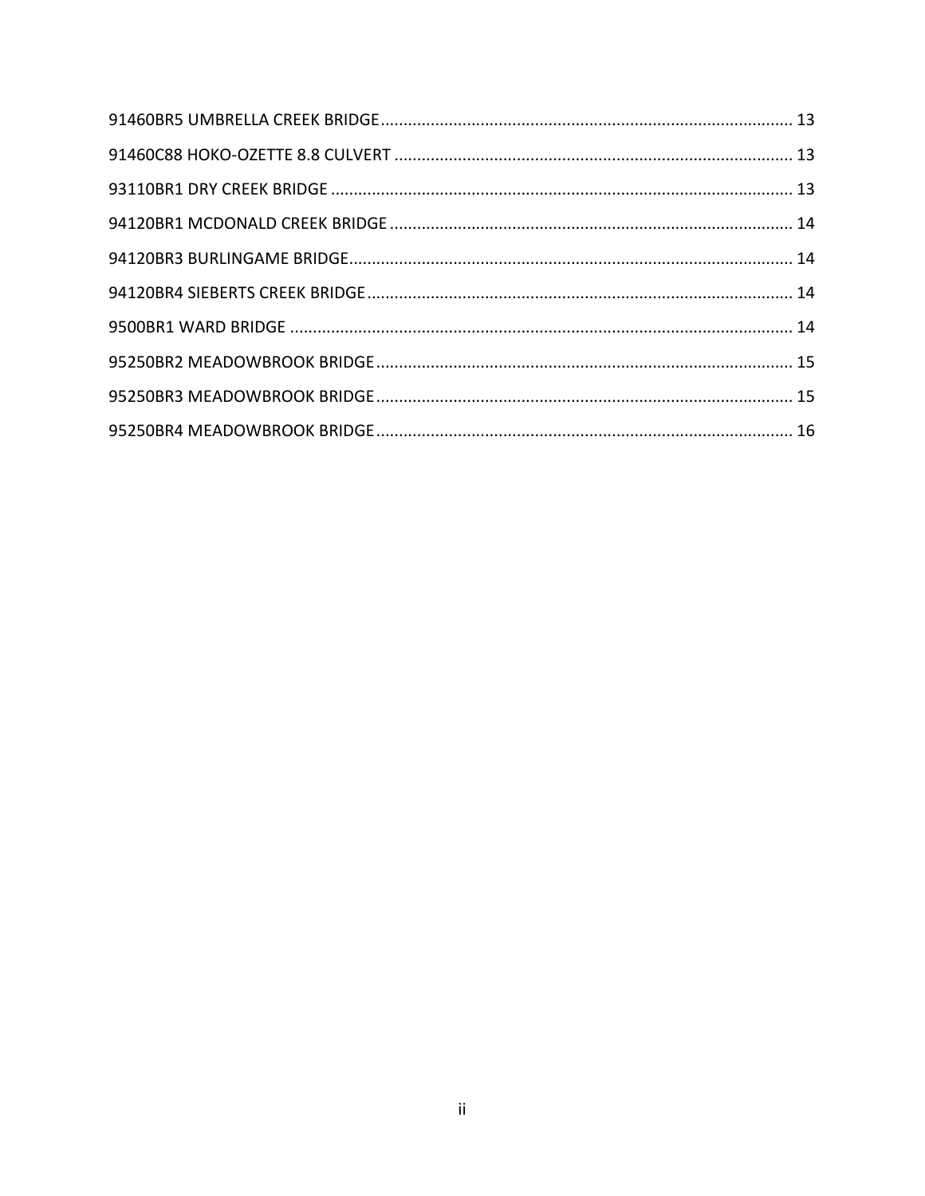91460BR5 UMBRELLA CREEK BRIDGE.......................................................................................... 13

91460C88 HOKO-OZETTE 8.8 CULVERT ....................................................................................... 13

93110BR1 DRY CREEK BRIDGE ..................................................................................................... 13

94120BR1 MCDONALD CREEK BRIDGE ........................................................................................ 14

94120BR3 BURLINGAME BRIDGE................................................................................................. 14

94120BR4 SIEBERTS CREEK BRIDGE ............................................................................................. 14

9500BR1 WARD BRIDGE .............................................................................................................. 14

95250BR2 MEADOWBROOK BRIDGE ........................................................................................... 15

95250BR3 MEADOWBROOK BRIDGE ........................................................................................... 15

95250BR4 MEADOWBROOK BRIDGE ........................................................................................... 16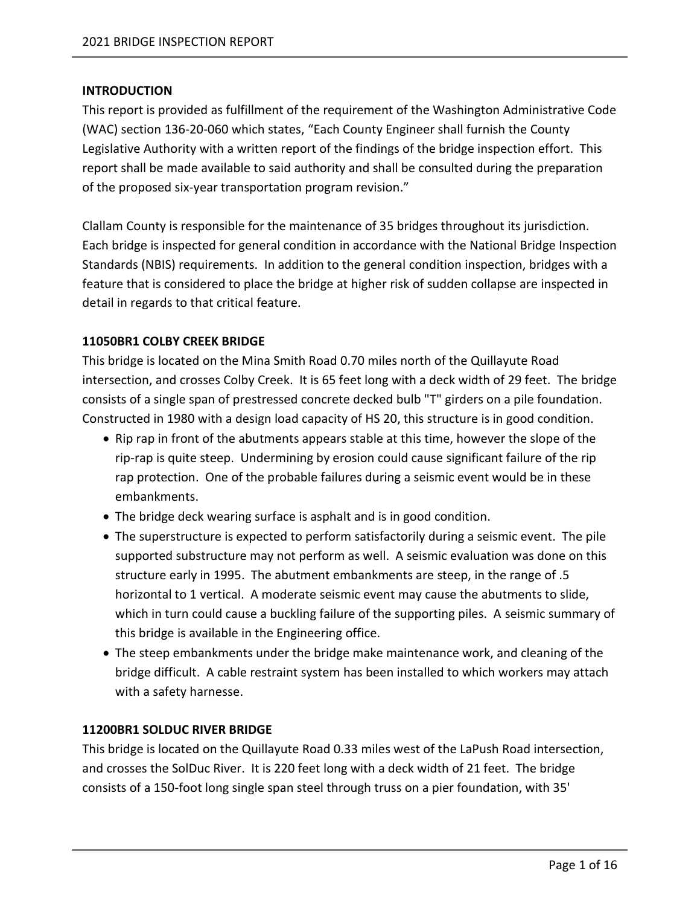## INTRODUCTION

This report is provided as fulfillment of the requirement of the Washington Administrative Code (WAC) section 136-20-060 which states, "Each County Engineer shall furnish the County Legislative Authority with a written report of the findings of the bridge inspection effort. This report shall be made available to said authority and shall be consulted during the preparation of the proposed six-year transportation program revision."

Clallam County is responsible for the maintenance of 35 bridges throughout its jurisdiction. Each bridge is inspected for general condition in accordance with the National Bridge Inspection Standards (NBIS) requirements. In addition to the general condition inspection, bridges with a feature that is considered to place the bridge at higher risk of sudden collapse are inspected in detail in regards to that critical feature.

## 11050BR1 COLBY CREEK BRIDGE

This bridge is located on the Mina Smith Road 0.70 miles north of the Quillayute Road intersection, and crosses Colby Creek. It is 65 feet long with a deck width of 29 feet. The bridge consists of a single span of prestressed concrete decked bulb "T" girders on a pile foundation. Constructed in 1980 with a design load capacity of HS 20, this structure is in good condition.

- Rip rap in front of the abutments appears stable at this time, however the slope of the rip-rap is quite steep. Undermining by erosion could cause significant failure of the rip rap protection. One of the probable failures during a seismic event would be in these embankments.
- The bridge deck wearing surface is asphalt and is in good condition.
- The superstructure is expected to perform satisfactorily during a seismic event. The pile supported substructure may not perform as well. A seismic evaluation was done on this structure early in 1995. The abutment embankments are steep, in the range of .5 horizontal to 1 vertical. A moderate seismic event may cause the abutments to slide, which in turn could cause a buckling failure of the supporting piles. A seismic summary of this bridge is available in the Engineering office.
- The steep embankments under the bridge make maintenance work, and cleaning of the bridge difficult. A cable restraint system has been installed to which workers may attach with a safety harnesse.

## 11200BR1 SOLDUC RIVER BRIDGE

This bridge is located on the Quillayute Road 0.33 miles west of the LaPush Road intersection, and crosses the SolDuc River. It is 220 feet long with a deck width of 21 feet. The bridge consists of a 150-foot long single span steel through truss on a pier foundation, with 35'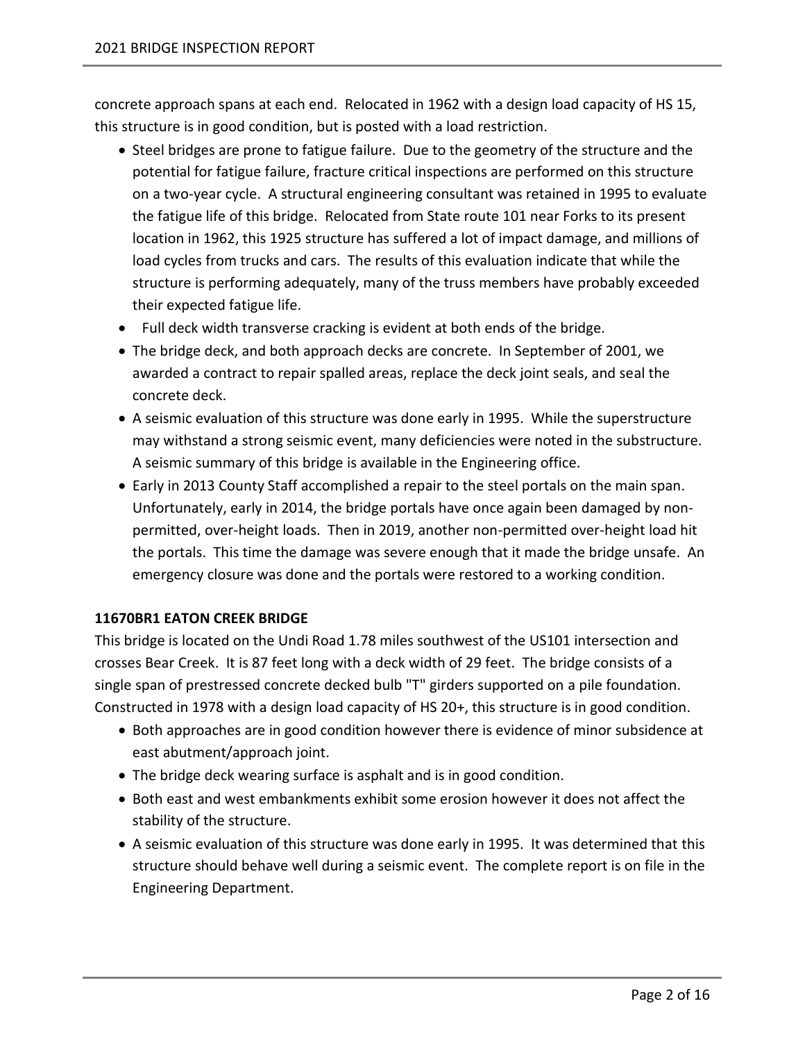concrete approach spans at each end. Relocated in 1962 with a design load capacity of HS 15, this structure is in good condition, but is posted with a load restriction.

- Steel bridges are prone to fatigue failure. Due to the geometry of the structure and the potential for fatigue failure, fracture critical inspections are performed on this structure on a two-year cycle. A structural engineering consultant was retained in 1995 to evaluate the fatigue life of this bridge. Relocated from State route 101 near Forks to its present location in 1962, this 1925 structure has suffered a lot of impact damage, and millions of load cycles from trucks and cars. The results of this evaluation indicate that while the structure is performing adequately, many of the truss members have probably exceeded their expected fatigue life.
- Full deck width transverse cracking is evident at both ends of the bridge.
- The bridge deck, and both approach decks are concrete. In September of 2001, we awarded a contract to repair spalled areas, replace the deck joint seals, and seal the concrete deck.
- A seismic evaluation of this structure was done early in 1995. While the superstructure may withstand a strong seismic event, many deficiencies were noted in the substructure. A seismic summary of this bridge is available in the Engineering office.
- Early in 2013 County Staff accomplished a repair to the steel portals on the main span. Unfortunately, early in 2014, the bridge portals have once again been damaged by non-permitted, over-height loads. Then in 2019, another non-permitted over-height load hit the portals. This time the damage was severe enough that it made the bridge unsafe. An emergency closure was done and the portals were restored to a working condition.

**11670BR1 EATON CREEK BRIDGE**

This bridge is located on the Undi Road 1.78 miles southwest of the US101 intersection and crosses Bear Creek. It is 87 feet long with a deck width of 29 feet. The bridge consists of a single span of prestressed concrete decked bulb "T" girders supported on a pile foundation. Constructed in 1978 with a design load capacity of HS 20+, this structure is in good condition.

- Both approaches are in good condition however there is evidence of minor subsidence at east abutment/approach joint.
- The bridge deck wearing surface is asphalt and is in good condition.
- Both east and west embankments exhibit some erosion however it does not affect the stability of the structure.
- A seismic evaluation of this structure was done early in 1995. It was determined that this structure should behave well during a seismic event. The complete report is on file in the Engineering Department.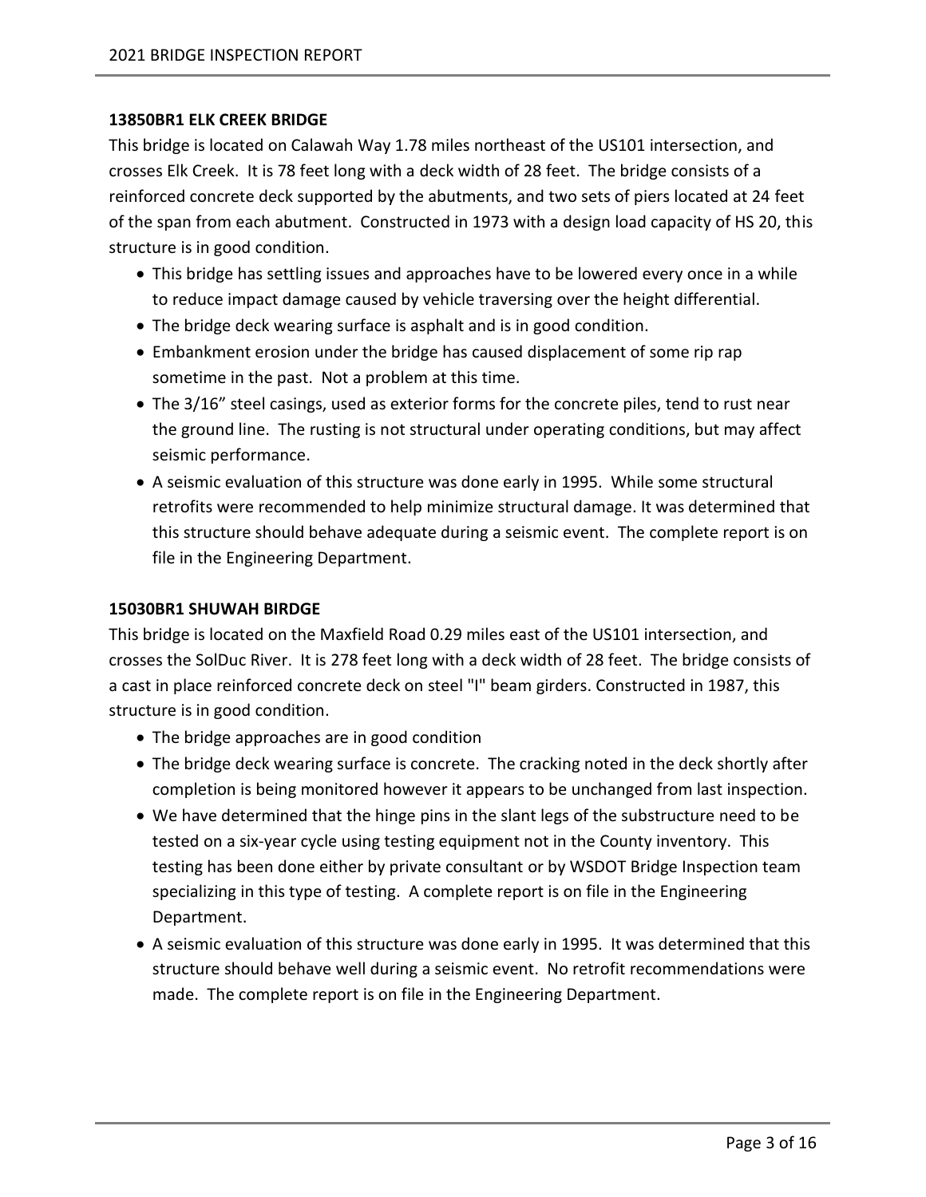**13850BR1 ELK CREEK BRIDGE**

This bridge is located on Calawah Way 1.78 miles northeast of the US101 intersection, and crosses Elk Creek. It is 78 feet long with a deck width of 28 feet. The bridge consists of a reinforced concrete deck supported by the abutments, and two sets of piers located at 24 feet of the span from each abutment. Constructed in 1973 with a design load capacity of HS 20, this structure is in good condition.

- This bridge has settling issues and approaches have to be lowered every once in a while to reduce impact damage caused by vehicle traversing over the height differential.
- The bridge deck wearing surface is asphalt and is in good condition.
- Embankment erosion under the bridge has caused displacement of some rip rap sometime in the past. Not a problem at this time.
- The 3/16" steel casings, used as exterior forms for the concrete piles, tend to rust near the ground line. The rusting is not structural under operating conditions, but may affect seismic performance.
- A seismic evaluation of this structure was done early in 1995. While some structural retrofits were recommended to help minimize structural damage. It was determined that this structure should behave adequate during a seismic event. The complete report is on file in the Engineering Department.

**15030BR1 SHUWAH BIRDGE**

This bridge is located on the Maxfield Road 0.29 miles east of the US101 intersection, and crosses the SolDuc River. It is 278 feet long with a deck width of 28 feet. The bridge consists of a cast in place reinforced concrete deck on steel "I" beam girders. Constructed in 1987, this structure is in good condition.

- The bridge approaches are in good condition
- The bridge deck wearing surface is concrete. The cracking noted in the deck shortly after completion is being monitored however it appears to be unchanged from last inspection.
- We have determined that the hinge pins in the slant legs of the substructure need to be tested on a six-year cycle using testing equipment not in the County inventory. This testing has been done either by private consultant or by WSDOT Bridge Inspection team specializing in this type of testing. A complete report is on file in the Engineering Department.
- A seismic evaluation of this structure was done early in 1995. It was determined that this structure should behave well during a seismic event. No retrofit recommendations were made. The complete report is on file in the Engineering Department.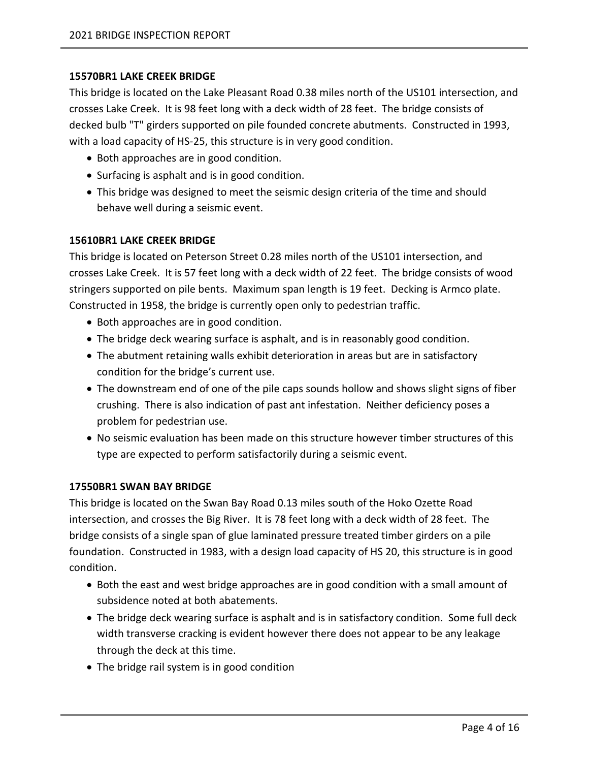### 15570BR1 LAKE CREEK BRIDGE

This bridge is located on the Lake Pleasant Road 0.38 miles north of the US101 intersection, and crosses Lake Creek. It is 98 feet long with a deck width of 28 feet. The bridge consists of decked bulb "T" girders supported on pile founded concrete abutments. Constructed in 1993, with a load capacity of HS-25, this structure is in very good condition.

- Both approaches are in good condition.
- Surfacing is asphalt and is in good condition.
- This bridge was designed to meet the seismic design criteria of the time and should behave well during a seismic event.

### 15610BR1 LAKE CREEK BRIDGE

This bridge is located on Peterson Street 0.28 miles north of the US101 intersection, and crosses Lake Creek. It is 57 feet long with a deck width of 22 feet. The bridge consists of wood stringers supported on pile bents. Maximum span length is 19 feet. Decking is Armco plate. Constructed in 1958, the bridge is currently open only to pedestrian traffic.

- Both approaches are in good condition.
- The bridge deck wearing surface is asphalt, and is in reasonably good condition.
- The abutment retaining walls exhibit deterioration in areas but are in satisfactory condition for the bridge's current use.
- The downstream end of one of the pile caps sounds hollow and shows slight signs of fiber crushing. There is also indication of past ant infestation. Neither deficiency poses a problem for pedestrian use.
- No seismic evaluation has been made on this structure however timber structures of this type are expected to perform satisfactorily during a seismic event.

### 17550BR1 SWAN BAY BRIDGE

This bridge is located on the Swan Bay Road 0.13 miles south of the Hoko Ozette Road intersection, and crosses the Big River. It is 78 feet long with a deck width of 28 feet. The bridge consists of a single span of glue laminated pressure treated timber girders on a pile foundation. Constructed in 1983, with a design load capacity of HS 20, this structure is in good condition.

- Both the east and west bridge approaches are in good condition with a small amount of subsidence noted at both abatements.
- The bridge deck wearing surface is asphalt and is in satisfactory condition. Some full deck width transverse cracking is evident however there does not appear to be any leakage through the deck at this time.
- The bridge rail system is in good condition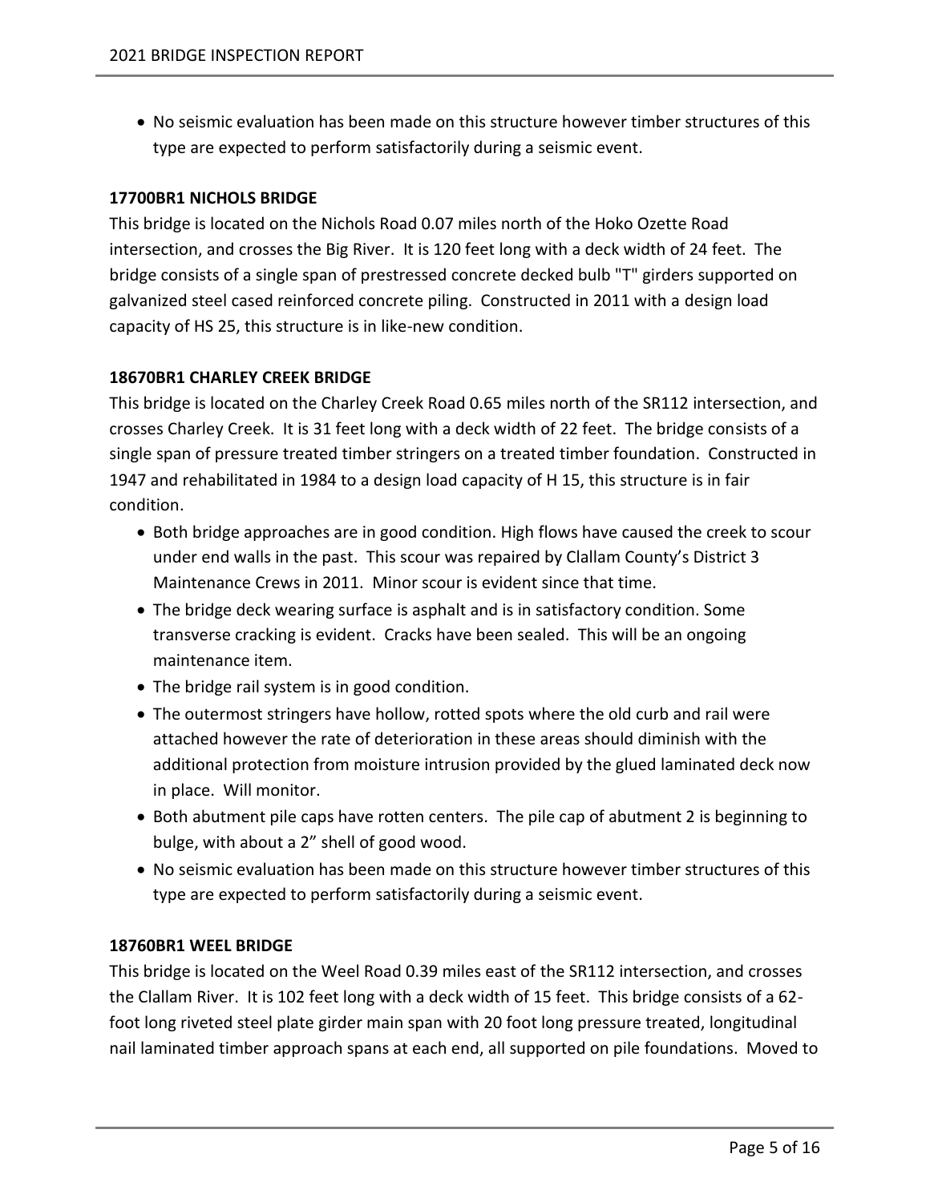- No seismic evaluation has been made on this structure however timber structures of this type are expected to perform satisfactorily during a seismic event.

**17700BR1 NICHOLS BRIDGE**

This bridge is located on the Nichols Road 0.07 miles north of the Hoko Ozette Road intersection, and crosses the Big River. It is 120 feet long with a deck width of 24 feet. The bridge consists of a single span of prestressed concrete decked bulb "T" girders supported on galvanized steel cased reinforced concrete piling. Constructed in 2011 with a design load capacity of HS 25, this structure is in like-new condition.

**18670BR1 CHARLEY CREEK BRIDGE**

This bridge is located on the Charley Creek Road 0.65 miles north of the SR112 intersection, and crosses Charley Creek. It is 31 feet long with a deck width of 22 feet. The bridge consists of a single span of pressure treated timber stringers on a treated timber foundation. Constructed in 1947 and rehabilitated in 1984 to a design load capacity of H 15, this structure is in fair condition.

- Both bridge approaches are in good condition. High flows have caused the creek to scour under end walls in the past. This scour was repaired by Clallam County's District 3 Maintenance Crews in 2011. Minor scour is evident since that time.
- The bridge deck wearing surface is asphalt and is in satisfactory condition. Some transverse cracking is evident. Cracks have been sealed. This will be an ongoing maintenance item.
- The bridge rail system is in good condition.
- The outermost stringers have hollow, rotted spots where the old curb and rail were attached however the rate of deterioration in these areas should diminish with the additional protection from moisture intrusion provided by the glued laminated deck now in place. Will monitor.
- Both abutment pile caps have rotten centers. The pile cap of abutment 2 is beginning to bulge, with about a 2" shell of good wood.
- No seismic evaluation has been made on this structure however timber structures of this type are expected to perform satisfactorily during a seismic event.

**18760BR1 WEEL BRIDGE**

This bridge is located on the Weel Road 0.39 miles east of the SR112 intersection, and crosses the Clallam River. It is 102 feet long with a deck width of 15 feet. This bridge consists of a 62-foot long riveted steel plate girder main span with 20 foot long pressure treated, longitudinal nail laminated timber approach spans at each end, all supported on pile foundations. Moved to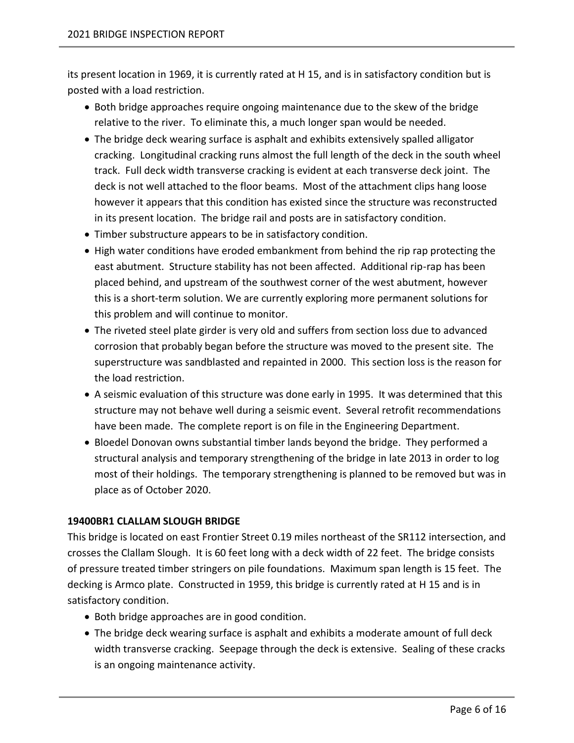its present location in 1969, it is currently rated at H 15, and is in satisfactory condition but is posted with a load restriction.

- Both bridge approaches require ongoing maintenance due to the skew of the bridge relative to the river. To eliminate this, a much longer span would be needed.
- The bridge deck wearing surface is asphalt and exhibits extensively spalled alligator cracking. Longitudinal cracking runs almost the full length of the deck in the south wheel track. Full deck width transverse cracking is evident at each transverse deck joint. The deck is not well attached to the floor beams. Most of the attachment clips hang loose however it appears that this condition has existed since the structure was reconstructed in its present location. The bridge rail and posts are in satisfactory condition.
- Timber substructure appears to be in satisfactory condition.
- High water conditions have eroded embankment from behind the rip rap protecting the east abutment. Structure stability has not been affected. Additional rip-rap has been placed behind, and upstream of the southwest corner of the west abutment, however this is a short-term solution. We are currently exploring more permanent solutions for this problem and will continue to monitor.
- The riveted steel plate girder is very old and suffers from section loss due to advanced corrosion that probably began before the structure was moved to the present site. The superstructure was sandblasted and repainted in 2000. This section loss is the reason for the load restriction.
- A seismic evaluation of this structure was done early in 1995. It was determined that this structure may not behave well during a seismic event. Several retrofit recommendations have been made. The complete report is on file in the Engineering Department.
- Bloedel Donovan owns substantial timber lands beyond the bridge. They performed a structural analysis and temporary strengthening of the bridge in late 2013 in order to log most of their holdings. The temporary strengthening is planned to be removed but was in place as of October 2020.

**19400BR1 CLALLAM SLOUGH BRIDGE**

This bridge is located on east Frontier Street 0.19 miles northeast of the SR112 intersection, and crosses the Clallam Slough. It is 60 feet long with a deck width of 22 feet. The bridge consists of pressure treated timber stringers on pile foundations. Maximum span length is 15 feet. The decking is Armco plate. Constructed in 1959, this bridge is currently rated at H 15 and is in satisfactory condition.

- Both bridge approaches are in good condition.
- The bridge deck wearing surface is asphalt and exhibits a moderate amount of full deck width transverse cracking. Seepage through the deck is extensive. Sealing of these cracks is an ongoing maintenance activity.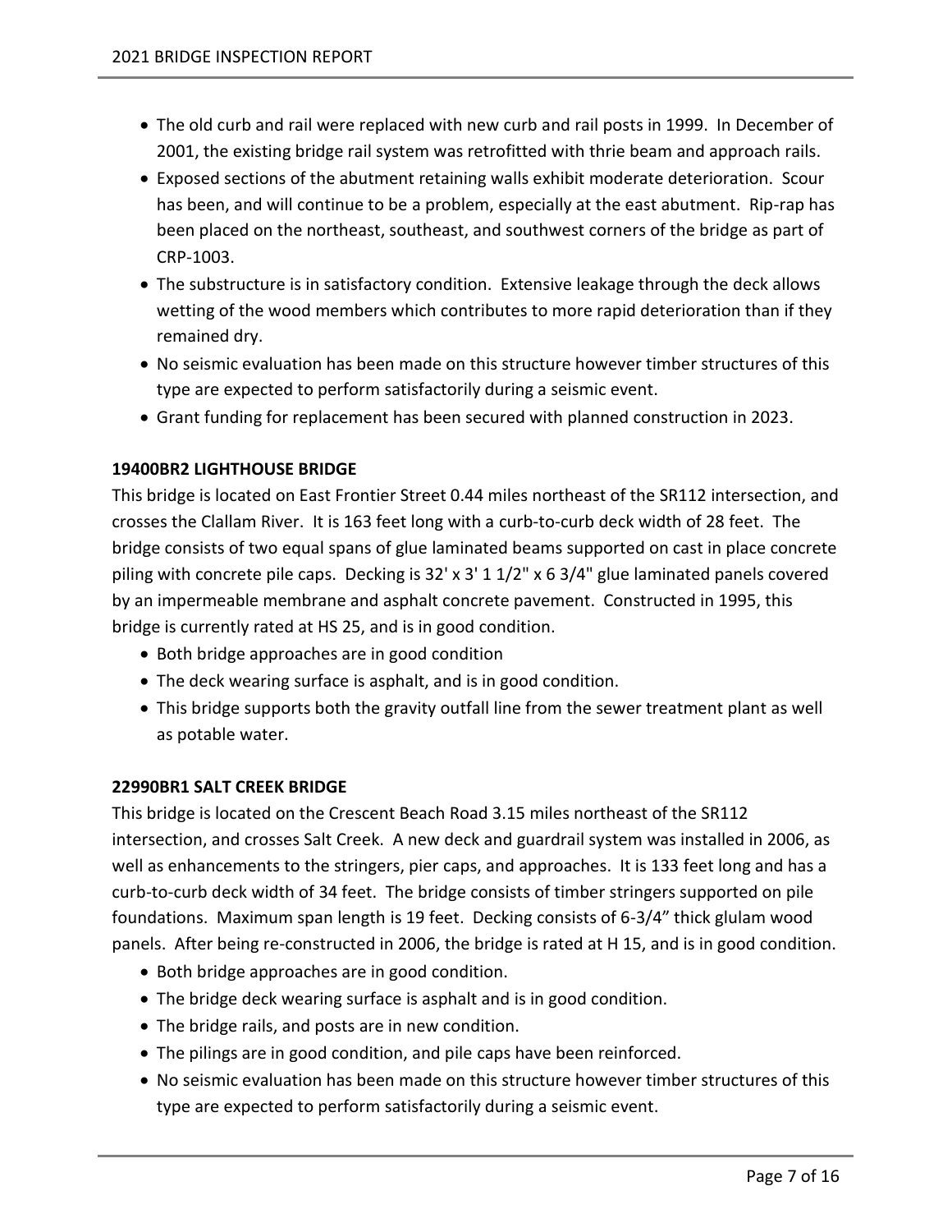- The old curb and rail were replaced with new curb and rail posts in 1999. In December of 2001, the existing bridge rail system was retrofitted with thrie beam and approach rails.
- Exposed sections of the abutment retaining walls exhibit moderate deterioration. Scour has been, and will continue to be a problem, especially at the east abutment. Rip-rap has been placed on the northeast, southeast, and southwest corners of the bridge as part of CRP-1003.
- The substructure is in satisfactory condition. Extensive leakage through the deck allows wetting of the wood members which contributes to more rapid deterioration than if they remained dry.
- No seismic evaluation has been made on this structure however timber structures of this type are expected to perform satisfactorily during a seismic event.
- Grant funding for replacement has been secured with planned construction in 2023.

**19400BR2 LIGHTHOUSE BRIDGE**

This bridge is located on East Frontier Street 0.44 miles northeast of the SR112 intersection, and crosses the Clallam River. It is 163 feet long with a curb-to-curb deck width of 28 feet. The bridge consists of two equal spans of glue laminated beams supported on cast in place concrete piling with concrete pile caps. Decking is 32' x 3' 1 1/2" x 6 3/4" glue laminated panels covered by an impermeable membrane and asphalt concrete pavement. Constructed in 1995, this bridge is currently rated at HS 25, and is in good condition.

- Both bridge approaches are in good condition
- The deck wearing surface is asphalt, and is in good condition.
- This bridge supports both the gravity outfall line from the sewer treatment plant as well as potable water.

**22990BR1 SALT CREEK BRIDGE**

This bridge is located on the Crescent Beach Road 3.15 miles northeast of the SR112 intersection, and crosses Salt Creek. A new deck and guardrail system was installed in 2006, as well as enhancements to the stringers, pier caps, and approaches. It is 133 feet long and has a curb-to-curb deck width of 34 feet. The bridge consists of timber stringers supported on pile foundations. Maximum span length is 19 feet. Decking consists of 6-3/4" thick glulam wood panels. After being re-constructed in 2006, the bridge is rated at H 15, and is in good condition.

- Both bridge approaches are in good condition.
- The bridge deck wearing surface is asphalt and is in good condition.
- The bridge rails, and posts are in new condition.
- The pilings are in good condition, and pile caps have been reinforced.
- No seismic evaluation has been made on this structure however timber structures of this type are expected to perform satisfactorily during a seismic event.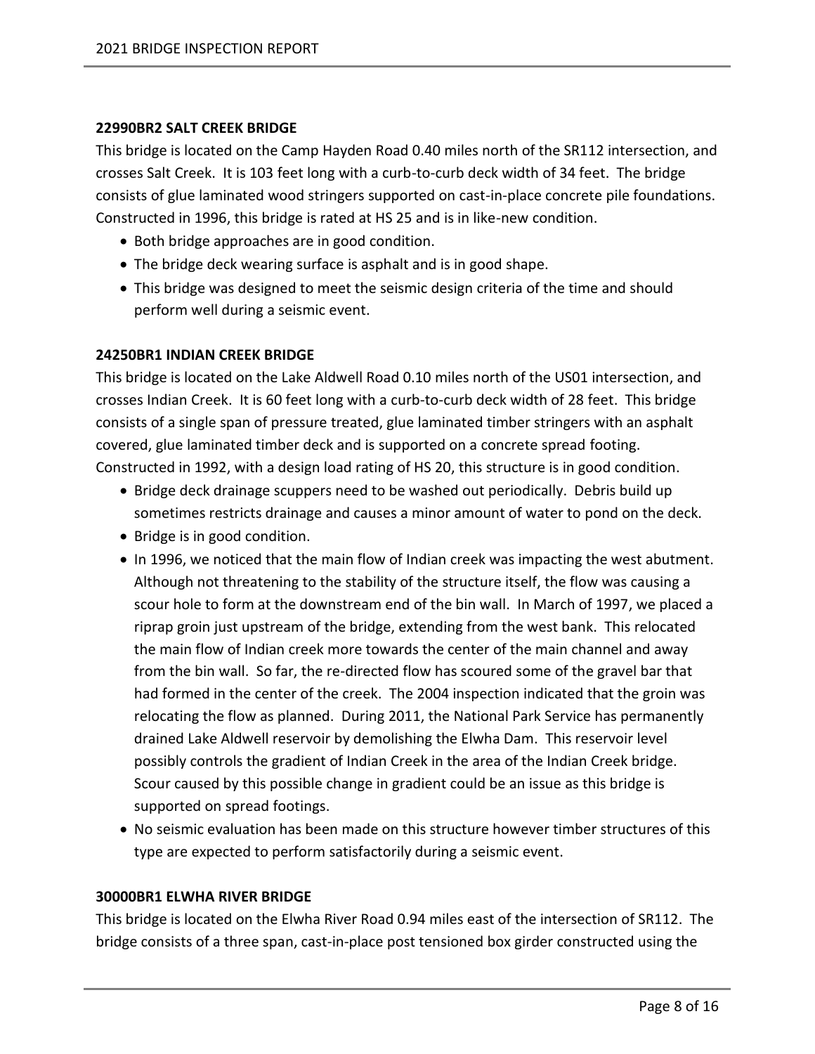### 22990BR2 SALT CREEK BRIDGE

This bridge is located on the Camp Hayden Road 0.40 miles north of the SR112 intersection, and crosses Salt Creek. It is 103 feet long with a curb-to-curb deck width of 34 feet. The bridge consists of glue laminated wood stringers supported on cast-in-place concrete pile foundations. Constructed in 1996, this bridge is rated at HS 25 and is in like-new condition.

- Both bridge approaches are in good condition.
- The bridge deck wearing surface is asphalt and is in good shape.
- This bridge was designed to meet the seismic design criteria of the time and should perform well during a seismic event.

### 24250BR1 INDIAN CREEK BRIDGE

This bridge is located on the Lake Aldwell Road 0.10 miles north of the US01 intersection, and crosses Indian Creek. It is 60 feet long with a curb-to-curb deck width of 28 feet. This bridge consists of a single span of pressure treated, glue laminated timber stringers with an asphalt covered, glue laminated timber deck and is supported on a concrete spread footing. Constructed in 1992, with a design load rating of HS 20, this structure is in good condition.

- Bridge deck drainage scuppers need to be washed out periodically. Debris build up sometimes restricts drainage and causes a minor amount of water to pond on the deck.
- Bridge is in good condition.
- In 1996, we noticed that the main flow of Indian creek was impacting the west abutment. Although not threatening to the stability of the structure itself, the flow was causing a scour hole to form at the downstream end of the bin wall. In March of 1997, we placed a riprap groin just upstream of the bridge, extending from the west bank. This relocated the main flow of Indian creek more towards the center of the main channel and away from the bin wall. So far, the re-directed flow has scoured some of the gravel bar that had formed in the center of the creek. The 2004 inspection indicated that the groin was relocating the flow as planned. During 2011, the National Park Service has permanently drained Lake Aldwell reservoir by demolishing the Elwha Dam. This reservoir level possibly controls the gradient of Indian Creek in the area of the Indian Creek bridge. Scour caused by this possible change in gradient could be an issue as this bridge is supported on spread footings.
- No seismic evaluation has been made on this structure however timber structures of this type are expected to perform satisfactorily during a seismic event.

### 30000BR1 ELWHA RIVER BRIDGE

This bridge is located on the Elwha River Road 0.94 miles east of the intersection of SR112. The bridge consists of a three span, cast-in-place post tensioned box girder constructed using the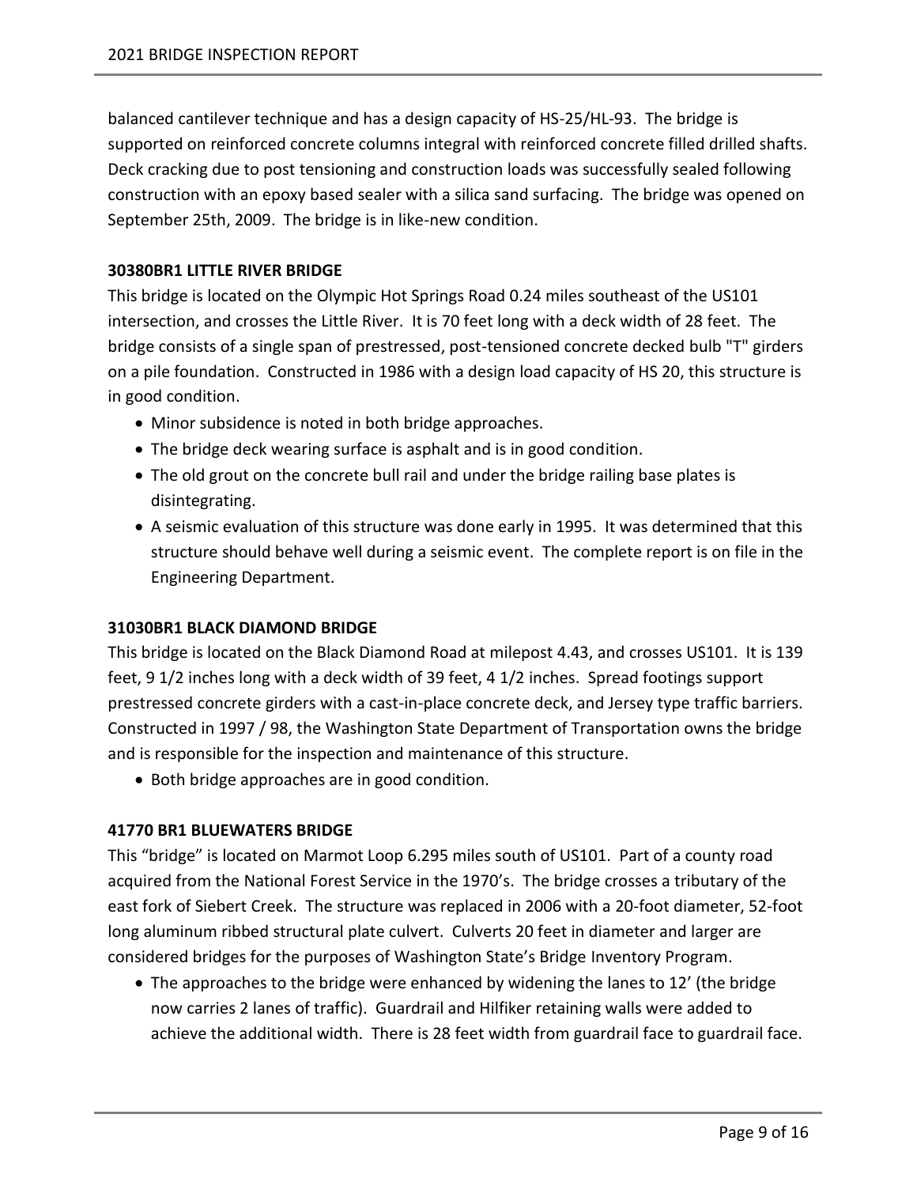balanced cantilever technique and has a design capacity of HS-25/HL-93. The bridge is supported on reinforced concrete columns integral with reinforced concrete filled drilled shafts. Deck cracking due to post tensioning and construction loads was successfully sealed following construction with an epoxy based sealer with a silica sand surfacing. The bridge was opened on September 25th, 2009. The bridge is in like-new condition.

**30380BR1 LITTLE RIVER BRIDGE**

This bridge is located on the Olympic Hot Springs Road 0.24 miles southeast of the US101 intersection, and crosses the Little River. It is 70 feet long with a deck width of 28 feet. The bridge consists of a single span of prestressed, post-tensioned concrete decked bulb "T" girders on a pile foundation. Constructed in 1986 with a design load capacity of HS 20, this structure is in good condition.

- Minor subsidence is noted in both bridge approaches.
- The bridge deck wearing surface is asphalt and is in good condition.
- The old grout on the concrete bull rail and under the bridge railing base plates is disintegrating.
- A seismic evaluation of this structure was done early in 1995. It was determined that this structure should behave well during a seismic event. The complete report is on file in the Engineering Department.

**31030BR1 BLACK DIAMOND BRIDGE**

This bridge is located on the Black Diamond Road at milepost 4.43, and crosses US101. It is 139 feet, 9 1/2 inches long with a deck width of 39 feet, 4 1/2 inches. Spread footings support prestressed concrete girders with a cast-in-place concrete deck, and Jersey type traffic barriers. Constructed in 1997 / 98, the Washington State Department of Transportation owns the bridge and is responsible for the inspection and maintenance of this structure.

- Both bridge approaches are in good condition.

**41770 BR1 BLUEWATERS BRIDGE**

This "bridge" is located on Marmot Loop 6.295 miles south of US101. Part of a county road acquired from the National Forest Service in the 1970's. The bridge crosses a tributary of the east fork of Siebert Creek. The structure was replaced in 2006 with a 20-foot diameter, 52-foot long aluminum ribbed structural plate culvert. Culverts 20 feet in diameter and larger are considered bridges for the purposes of Washington State's Bridge Inventory Program.

- The approaches to the bridge were enhanced by widening the lanes to 12' (the bridge now carries 2 lanes of traffic). Guardrail and Hilfiker retaining walls were added to achieve the additional width. There is 28 feet width from guardrail face to guardrail face.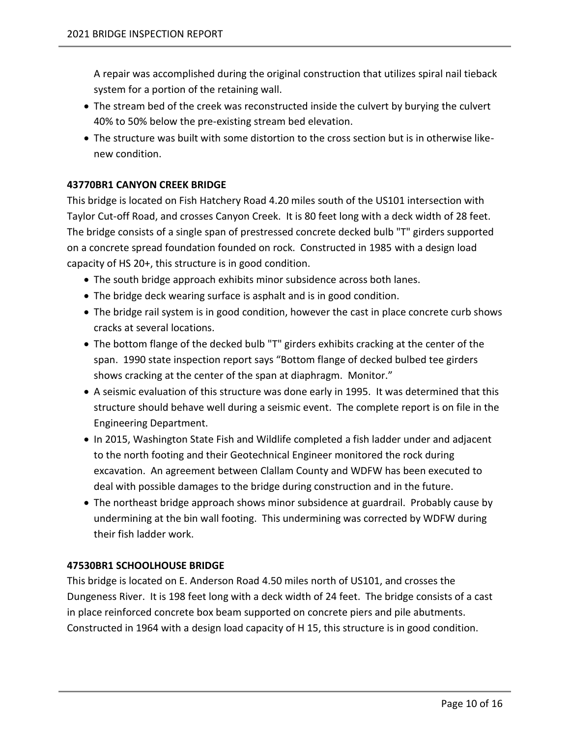A repair was accomplished during the original construction that utilizes spiral nail tieback system for a portion of the retaining wall.

- The stream bed of the creek was reconstructed inside the culvert by burying the culvert 40% to 50% below the pre-existing stream bed elevation.
- The structure was built with some distortion to the cross section but is in otherwise like-new condition.

**43770BR1 CANYON CREEK BRIDGE**

This bridge is located on Fish Hatchery Road 4.20 miles south of the US101 intersection with Taylor Cut-off Road, and crosses Canyon Creek. It is 80 feet long with a deck width of 28 feet. The bridge consists of a single span of prestressed concrete decked bulb "T" girders supported on a concrete spread foundation founded on rock. Constructed in 1985 with a design load capacity of HS 20+, this structure is in good condition.

- The south bridge approach exhibits minor subsidence across both lanes.
- The bridge deck wearing surface is asphalt and is in good condition.
- The bridge rail system is in good condition, however the cast in place concrete curb shows cracks at several locations.
- The bottom flange of the decked bulb "T" girders exhibits cracking at the center of the span. 1990 state inspection report says "Bottom flange of decked bulbed tee girders shows cracking at the center of the span at diaphragm. Monitor."
- A seismic evaluation of this structure was done early in 1995. It was determined that this structure should behave well during a seismic event. The complete report is on file in the Engineering Department.
- In 2015, Washington State Fish and Wildlife completed a fish ladder under and adjacent to the north footing and their Geotechnical Engineer monitored the rock during excavation. An agreement between Clallam County and WDFW has been executed to deal with possible damages to the bridge during construction and in the future.
- The northeast bridge approach shows minor subsidence at guardrail. Probably cause by undermining at the bin wall footing. This undermining was corrected by WDFW during their fish ladder work.

**47530BR1 SCHOOLHOUSE BRIDGE**

This bridge is located on E. Anderson Road 4.50 miles north of US101, and crosses the Dungeness River. It is 198 feet long with a deck width of 24 feet. The bridge consists of a cast in place reinforced concrete box beam supported on concrete piers and pile abutments. Constructed in 1964 with a design load capacity of H 15, this structure is in good condition.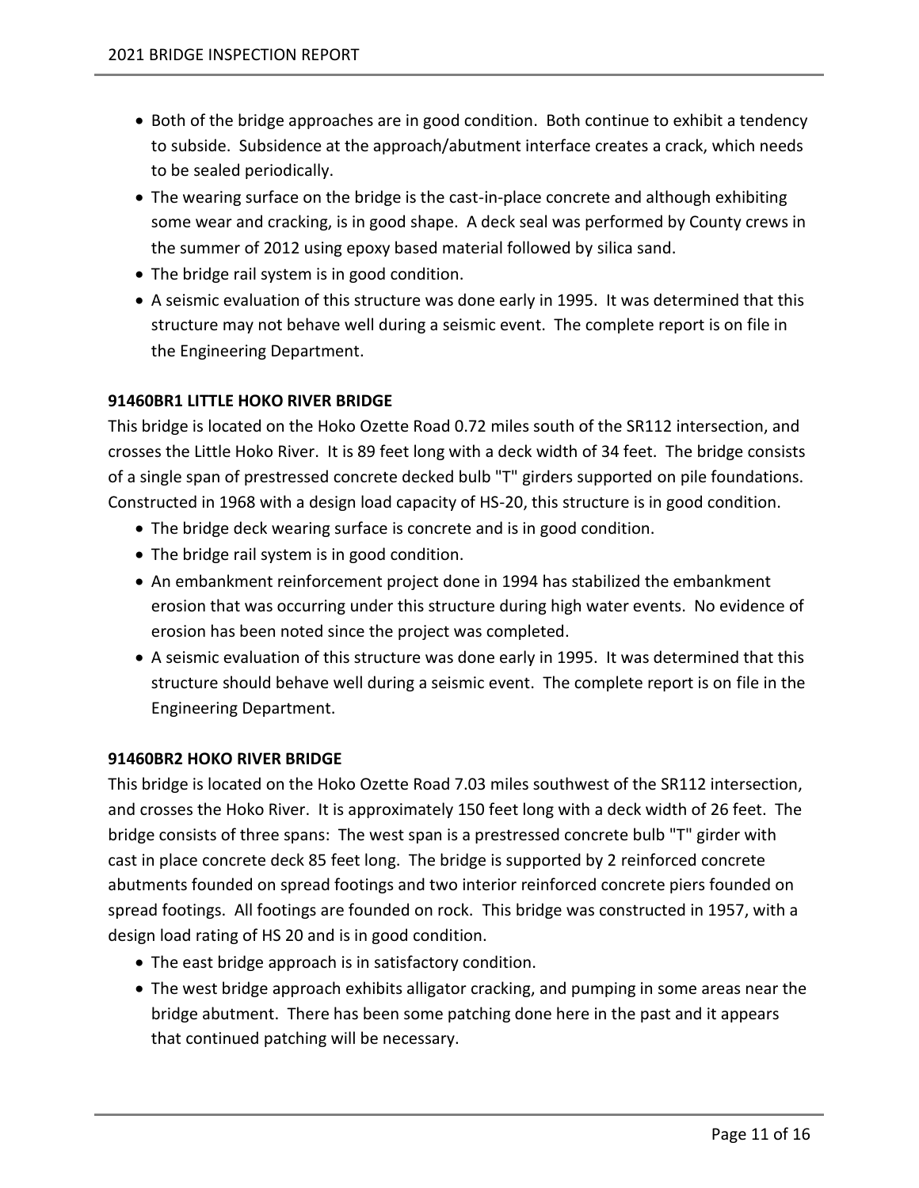- Both of the bridge approaches are in good condition. Both continue to exhibit a tendency to subside. Subsidence at the approach/abutment interface creates a crack, which needs to be sealed periodically.
- The wearing surface on the bridge is the cast-in-place concrete and although exhibiting some wear and cracking, is in good shape. A deck seal was performed by County crews in the summer of 2012 using epoxy based material followed by silica sand.
- The bridge rail system is in good condition.
- A seismic evaluation of this structure was done early in 1995. It was determined that this structure may not behave well during a seismic event. The complete report is on file in the Engineering Department.

**91460BR1 LITTLE HOKO RIVER BRIDGE**

This bridge is located on the Hoko Ozette Road 0.72 miles south of the SR112 intersection, and crosses the Little Hoko River. It is 89 feet long with a deck width of 34 feet. The bridge consists of a single span of prestressed concrete decked bulb "T" girders supported on pile foundations. Constructed in 1968 with a design load capacity of HS-20, this structure is in good condition.

- The bridge deck wearing surface is concrete and is in good condition.
- The bridge rail system is in good condition.
- An embankment reinforcement project done in 1994 has stabilized the embankment erosion that was occurring under this structure during high water events. No evidence of erosion has been noted since the project was completed.
- A seismic evaluation of this structure was done early in 1995. It was determined that this structure should behave well during a seismic event. The complete report is on file in the Engineering Department.

**91460BR2 HOKO RIVER BRIDGE**

This bridge is located on the Hoko Ozette Road 7.03 miles southwest of the SR112 intersection, and crosses the Hoko River. It is approximately 150 feet long with a deck width of 26 feet. The bridge consists of three spans: The west span is a prestressed concrete bulb "T" girder with cast in place concrete deck 85 feet long. The bridge is supported by 2 reinforced concrete abutments founded on spread footings and two interior reinforced concrete piers founded on spread footings. All footings are founded on rock. This bridge was constructed in 1957, with a design load rating of HS 20 and is in good condition.

- The east bridge approach is in satisfactory condition.
- The west bridge approach exhibits alligator cracking, and pumping in some areas near the bridge abutment. There has been some patching done here in the past and it appears that continued patching will be necessary.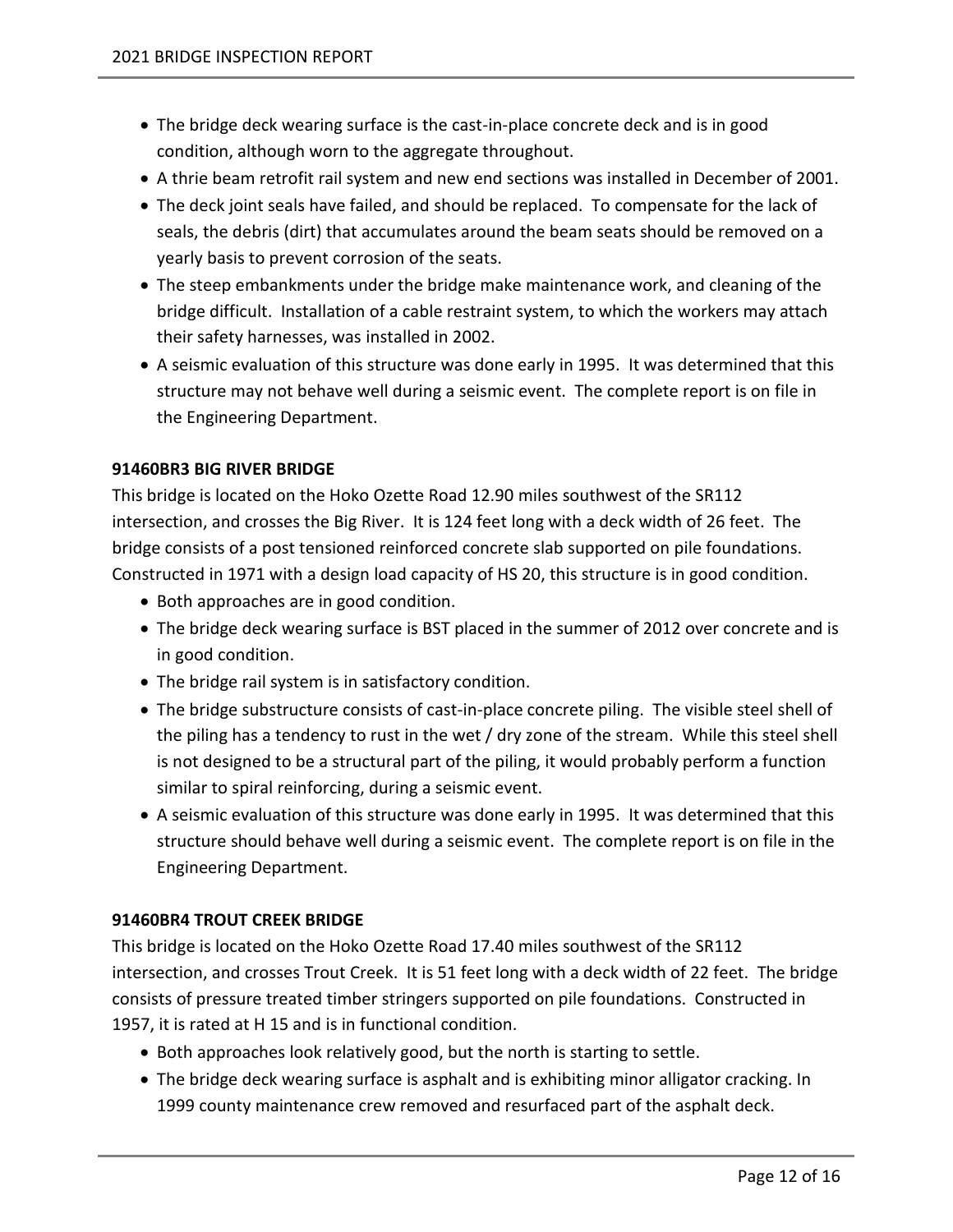- The bridge deck wearing surface is the cast-in-place concrete deck and is in good condition, although worn to the aggregate throughout.
- A thrie beam retrofit rail system and new end sections was installed in December of 2001.
- The deck joint seals have failed, and should be replaced. To compensate for the lack of seals, the debris (dirt) that accumulates around the beam seats should be removed on a yearly basis to prevent corrosion of the seats.
- The steep embankments under the bridge make maintenance work, and cleaning of the bridge difficult. Installation of a cable restraint system, to which the workers may attach their safety harnesses, was installed in 2002.
- A seismic evaluation of this structure was done early in 1995. It was determined that this structure may not behave well during a seismic event. The complete report is on file in the Engineering Department.

**91460BR3 BIG RIVER BRIDGE**

This bridge is located on the Hoko Ozette Road 12.90 miles southwest of the SR112 intersection, and crosses the Big River. It is 124 feet long with a deck width of 26 feet. The bridge consists of a post tensioned reinforced concrete slab supported on pile foundations. Constructed in 1971 with a design load capacity of HS 20, this structure is in good condition.

- Both approaches are in good condition.
- The bridge deck wearing surface is BST placed in the summer of 2012 over concrete and is in good condition.
- The bridge rail system is in satisfactory condition.
- The bridge substructure consists of cast-in-place concrete piling. The visible steel shell of the piling has a tendency to rust in the wet / dry zone of the stream. While this steel shell is not designed to be a structural part of the piling, it would probably perform a function similar to spiral reinforcing, during a seismic event.
- A seismic evaluation of this structure was done early in 1995. It was determined that this structure should behave well during a seismic event. The complete report is on file in the Engineering Department.

**91460BR4 TROUT CREEK BRIDGE**

This bridge is located on the Hoko Ozette Road 17.40 miles southwest of the SR112 intersection, and crosses Trout Creek. It is 51 feet long with a deck width of 22 feet. The bridge consists of pressure treated timber stringers supported on pile foundations. Constructed in 1957, it is rated at H 15 and is in functional condition.

- Both approaches look relatively good, but the north is starting to settle.
- The bridge deck wearing surface is asphalt and is exhibiting minor alligator cracking. In 1999 county maintenance crew removed and resurfaced part of the asphalt deck.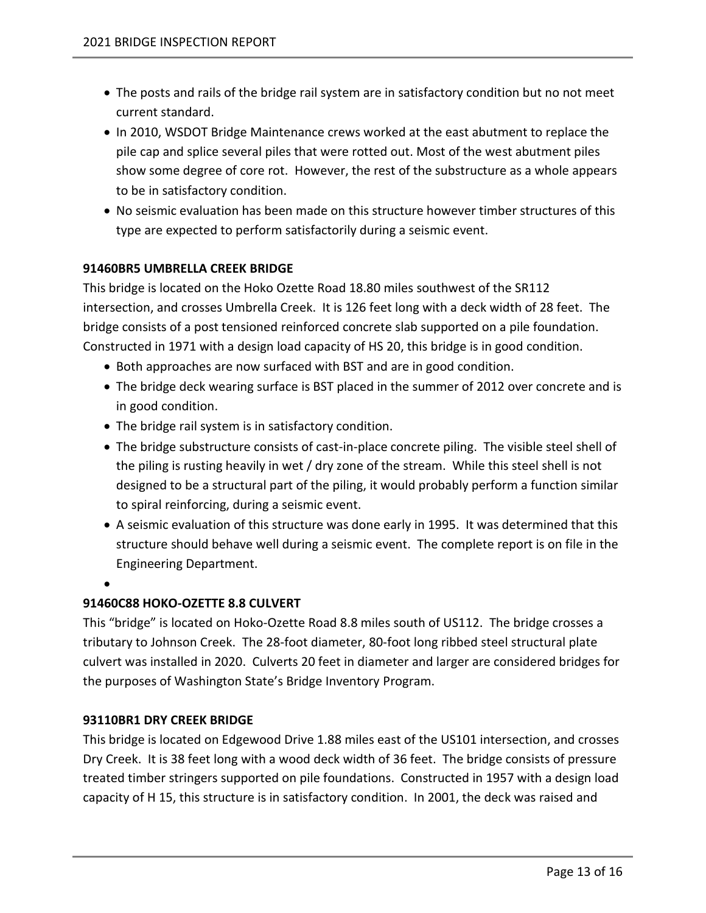- The posts and rails of the bridge rail system are in satisfactory condition but no not meet current standard.
- In 2010, WSDOT Bridge Maintenance crews worked at the east abutment to replace the pile cap and splice several piles that were rotted out. Most of the west abutment piles show some degree of core rot. However, the rest of the substructure as a whole appears to be in satisfactory condition.
- No seismic evaluation has been made on this structure however timber structures of this type are expected to perform satisfactorily during a seismic event.

**91460BR5 UMBRELLA CREEK BRIDGE**

This bridge is located on the Hoko Ozette Road 18.80 miles southwest of the SR112 intersection, and crosses Umbrella Creek. It is 126 feet long with a deck width of 28 feet. The bridge consists of a post tensioned reinforced concrete slab supported on a pile foundation. Constructed in 1971 with a design load capacity of HS 20, this bridge is in good condition.

- Both approaches are now surfaced with BST and are in good condition.
- The bridge deck wearing surface is BST placed in the summer of 2012 over concrete and is in good condition.
- The bridge rail system is in satisfactory condition.
- The bridge substructure consists of cast-in-place concrete piling. The visible steel shell of the piling is rusting heavily in wet / dry zone of the stream. While this steel shell is not designed to be a structural part of the piling, it would probably perform a function similar to spiral reinforcing, during a seismic event.
- A seismic evaluation of this structure was done early in 1995. It was determined that this structure should behave well during a seismic event. The complete report is on file in the Engineering Department.

**91460C88 HOKO-OZETTE 8.8 CULVERT**

This "bridge" is located on Hoko-Ozette Road 8.8 miles south of US112. The bridge crosses a tributary to Johnson Creek. The 28-foot diameter, 80-foot long ribbed steel structural plate culvert was installed in 2020. Culverts 20 feet in diameter and larger are considered bridges for the purposes of Washington State's Bridge Inventory Program.

**93110BR1 DRY CREEK BRIDGE**

This bridge is located on Edgewood Drive 1.88 miles east of the US101 intersection, and crosses Dry Creek. It is 38 feet long with a wood deck width of 36 feet. The bridge consists of pressure treated timber stringers supported on pile foundations. Constructed in 1957 with a design load capacity of H 15, this structure is in satisfactory condition. In 2001, the deck was raised and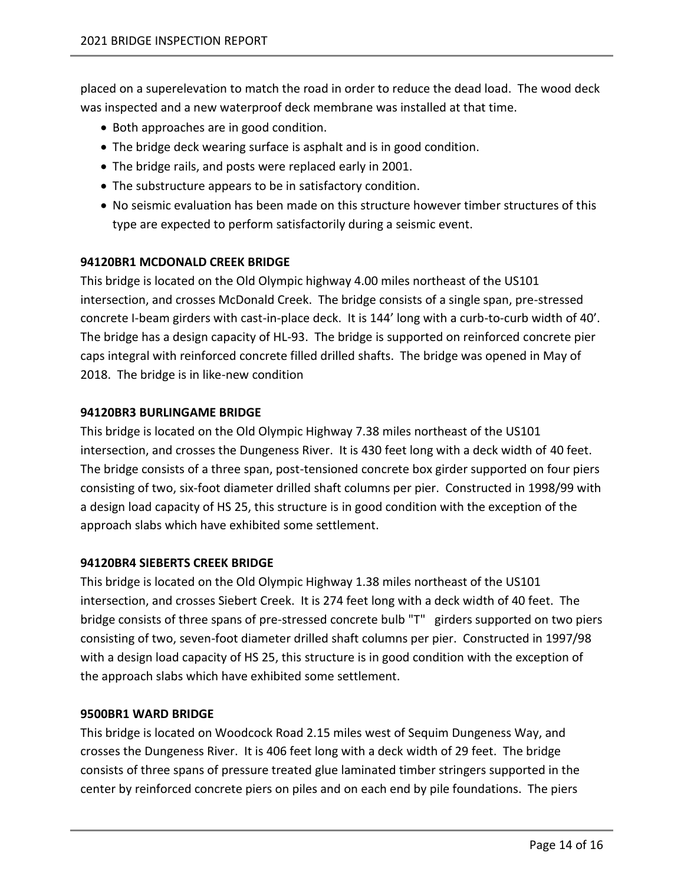placed on a superelevation to match the road in order to reduce the dead load. The wood deck was inspected and a new waterproof deck membrane was installed at that time.

- Both approaches are in good condition.
- The bridge deck wearing surface is asphalt and is in good condition.
- The bridge rails, and posts were replaced early in 2001.
- The substructure appears to be in satisfactory condition.
- No seismic evaluation has been made on this structure however timber structures of this type are expected to perform satisfactorily during a seismic event.

**94120BR1 MCDONALD CREEK BRIDGE**

This bridge is located on the Old Olympic highway 4.00 miles northeast of the US101 intersection, and crosses McDonald Creek. The bridge consists of a single span, pre-stressed concrete I-beam girders with cast-in-place deck. It is 144' long with a curb-to-curb width of 40'. The bridge has a design capacity of HL-93. The bridge is supported on reinforced concrete pier caps integral with reinforced concrete filled drilled shafts. The bridge was opened in May of 2018. The bridge is in like-new condition

**94120BR3 BURLINGAME BRIDGE**

This bridge is located on the Old Olympic Highway 7.38 miles northeast of the US101 intersection, and crosses the Dungeness River. It is 430 feet long with a deck width of 40 feet. The bridge consists of a three span, post-tensioned concrete box girder supported on four piers consisting of two, six-foot diameter drilled shaft columns per pier. Constructed in 1998/99 with a design load capacity of HS 25, this structure is in good condition with the exception of the approach slabs which have exhibited some settlement.

**94120BR4 SIEBERTS CREEK BRIDGE**

This bridge is located on the Old Olympic Highway 1.38 miles northeast of the US101 intersection, and crosses Siebert Creek. It is 274 feet long with a deck width of 40 feet. The bridge consists of three spans of pre-stressed concrete bulb "T" girders supported on two piers consisting of two, seven-foot diameter drilled shaft columns per pier. Constructed in 1997/98 with a design load capacity of HS 25, this structure is in good condition with the exception of the approach slabs which have exhibited some settlement.

**9500BR1 WARD BRIDGE**

This bridge is located on Woodcock Road 2.15 miles west of Sequim Dungeness Way, and crosses the Dungeness River. It is 406 feet long with a deck width of 29 feet. The bridge consists of three spans of pressure treated glue laminated timber stringers supported in the center by reinforced concrete piers on piles and on each end by pile foundations. The piers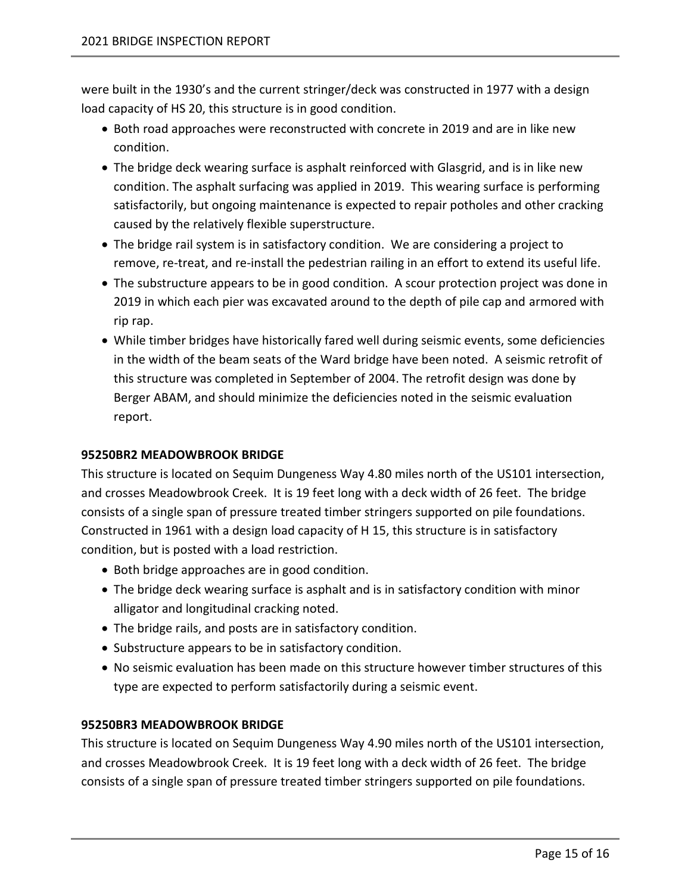were built in the 1930's and the current stringer/deck was constructed in 1977 with a design load capacity of HS 20, this structure is in good condition.

- Both road approaches were reconstructed with concrete in 2019 and are in like new condition.
- The bridge deck wearing surface is asphalt reinforced with Glasgrid, and is in like new condition. The asphalt surfacing was applied in 2019. This wearing surface is performing satisfactorily, but ongoing maintenance is expected to repair potholes and other cracking caused by the relatively flexible superstructure.
- The bridge rail system is in satisfactory condition. We are considering a project to remove, re-treat, and re-install the pedestrian railing in an effort to extend its useful life.
- The substructure appears to be in good condition. A scour protection project was done in 2019 in which each pier was excavated around to the depth of pile cap and armored with rip rap.
- While timber bridges have historically fared well during seismic events, some deficiencies in the width of the beam seats of the Ward bridge have been noted. A seismic retrofit of this structure was completed in September of 2004. The retrofit design was done by Berger ABAM, and should minimize the deficiencies noted in the seismic evaluation report.

**95250BR2 MEADOWBROOK BRIDGE**

This structure is located on Sequim Dungeness Way 4.80 miles north of the US101 intersection, and crosses Meadowbrook Creek. It is 19 feet long with a deck width of 26 feet. The bridge consists of a single span of pressure treated timber stringers supported on pile foundations. Constructed in 1961 with a design load capacity of H 15, this structure is in satisfactory condition, but is posted with a load restriction.

- Both bridge approaches are in good condition.
- The bridge deck wearing surface is asphalt and is in satisfactory condition with minor alligator and longitudinal cracking noted.
- The bridge rails, and posts are in satisfactory condition.
- Substructure appears to be in satisfactory condition.
- No seismic evaluation has been made on this structure however timber structures of this type are expected to perform satisfactorily during a seismic event.

**95250BR3 MEADOWBROOK BRIDGE**

This structure is located on Sequim Dungeness Way 4.90 miles north of the US101 intersection, and crosses Meadowbrook Creek. It is 19 feet long with a deck width of 26 feet. The bridge consists of a single span of pressure treated timber stringers supported on pile foundations.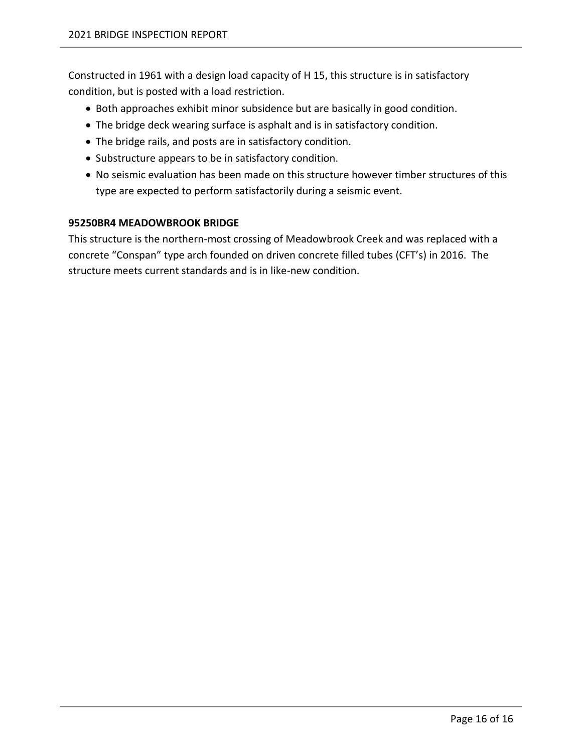Constructed in 1961 with a design load capacity of H 15, this structure is in satisfactory condition, but is posted with a load restriction.

- Both approaches exhibit minor subsidence but are basically in good condition.
- The bridge deck wearing surface is asphalt and is in satisfactory condition.
- The bridge rails, and posts are in satisfactory condition.
- Substructure appears to be in satisfactory condition.
- No seismic evaluation has been made on this structure however timber structures of this type are expected to perform satisfactorily during a seismic event.

**95250BR4 MEADOWBROOK BRIDGE**

This structure is the northern-most crossing of Meadowbrook Creek and was replaced with a concrete "Conspan" type arch founded on driven concrete filled tubes (CFT's) in 2016. The structure meets current standards and is in like-new condition.